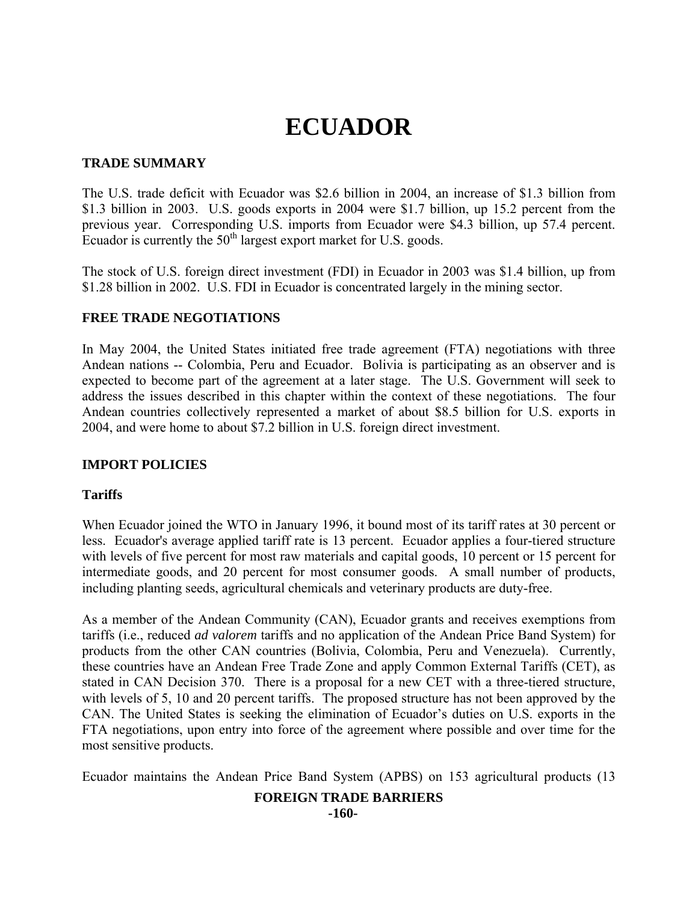# ECUADOR

## TRADE SUMMARY

The U.S. trade deficit with Ecuador was $2.6 billion in 2004, an increase of $1.3 billion from $1.3 billion in 2003. U.S. goods exports in 2004 were $1.7 billion, up 15.2 percent from the previous year. Corresponding U.S. imports from Ecuador were $4.3 billion, up 57.4 percent. Ecuador is currently the 50th largest export market for U.S. goods.

The stock of U.S. foreign direct investment (FDI) in Ecuador in 2003 was $1.4 billion, up from $1.28 billion in 2002. U.S. FDI in Ecuador is concentrated largely in the mining sector.

## FREE TRADE NEGOTIATIONS

In May 2004, the United States initiated free trade agreement (FTA) negotiations with three Andean nations -- Colombia, Peru and Ecuador. Bolivia is participating as an observer and is expected to become part of the agreement at a later stage. The U.S. Government will seek to address the issues described in this chapter within the context of these negotiations. The four Andean countries collectively represented a market of about $8.5 billion for U.S. exports in 2004, and were home to about $7.2 billion in U.S. foreign direct investment.

## IMPORT POLICIES

### Tariffs

When Ecuador joined the WTO in January 1996, it bound most of its tariff rates at 30 percent or less. Ecuador's average applied tariff rate is 13 percent. Ecuador applies a four-tiered structure with levels of five percent for most raw materials and capital goods, 10 percent or 15 percent for intermediate goods, and 20 percent for most consumer goods. A small number of products, including planting seeds, agricultural chemicals and veterinary products are duty-free.

As a member of the Andean Community (CAN), Ecuador grants and receives exemptions from tariffs (i.e., reduced *ad valorem* tariffs and no application of the Andean Price Band System) for products from the other CAN countries (Bolivia, Colombia, Peru and Venezuela). Currently, these countries have an Andean Free Trade Zone and apply Common External Tariffs (CET), as stated in CAN Decision 370. There is a proposal for a new CET with a three-tiered structure, with levels of 5, 10 and 20 percent tariffs. The proposed structure has not been approved by the CAN. The United States is seeking the elimination of Ecuador's duties on U.S. exports in the FTA negotiations, upon entry into force of the agreement where possible and over time for the most sensitive products.

Ecuador maintains the Andean Price Band System (APBS) on 153 agricultural products (13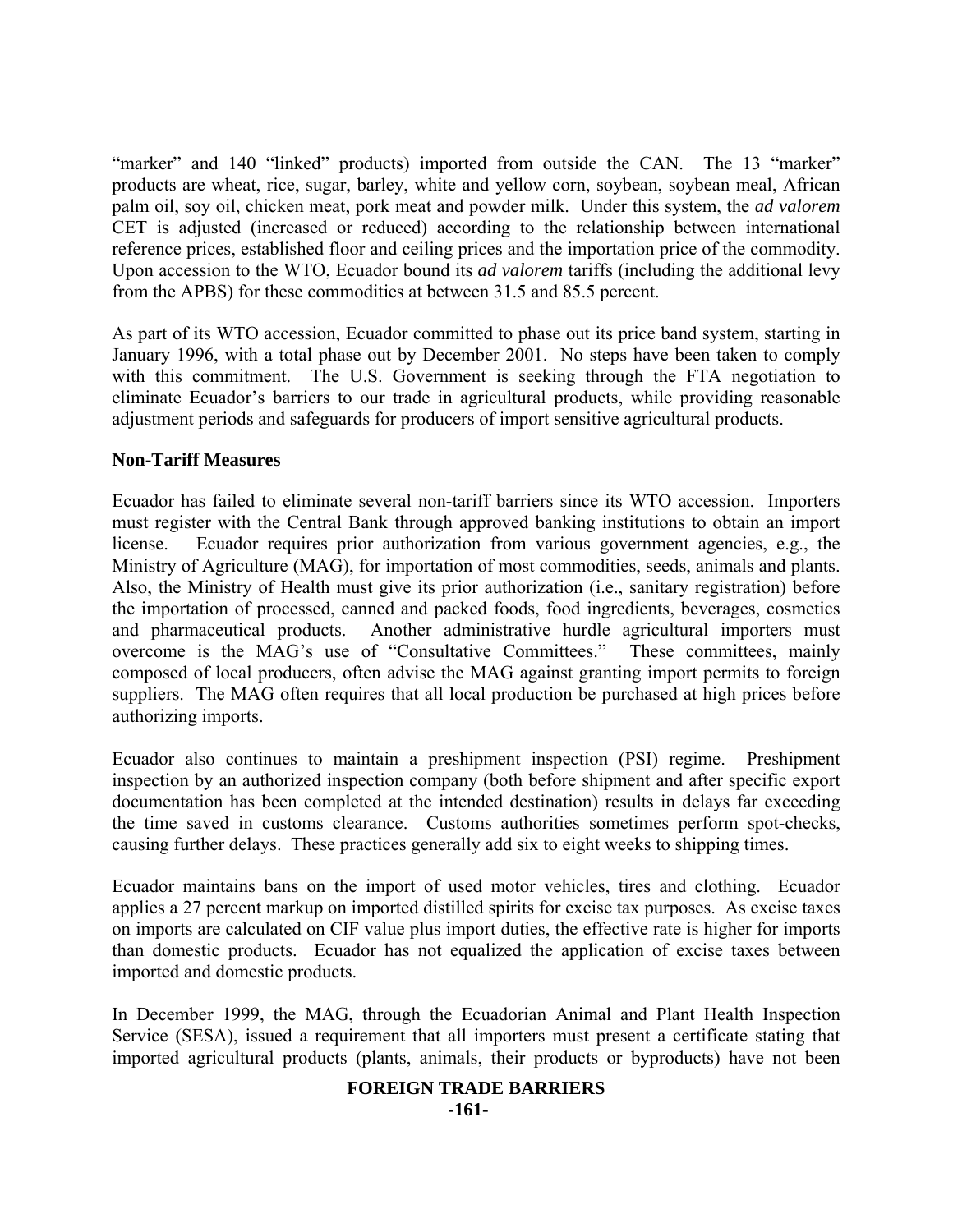"marker" and 140 "linked" products) imported from outside the CAN. The 13 "marker" products are wheat, rice, sugar, barley, white and yellow corn, soybean, soybean meal, African palm oil, soy oil, chicken meat, pork meat and powder milk. Under this system, the *ad valorem* CET is adjusted (increased or reduced) according to the relationship between international reference prices, established floor and ceiling prices and the importation price of the commodity. Upon accession to the WTO, Ecuador bound its *ad valorem* tariffs (including the additional levy from the APBS) for these commodities at between 31.5 and 85.5 percent.

As part of its WTO accession, Ecuador committed to phase out its price band system, starting in January 1996, with a total phase out by December 2001. No steps have been taken to comply with this commitment. The U.S. Government is seeking through the FTA negotiation to eliminate Ecuador's barriers to our trade in agricultural products, while providing reasonable adjustment periods and safeguards for producers of import sensitive agricultural products.

**Non-Tariff Measures**

Ecuador has failed to eliminate several non-tariff barriers since its WTO accession. Importers must register with the Central Bank through approved banking institutions to obtain an import license. Ecuador requires prior authorization from various government agencies, e.g., the Ministry of Agriculture (MAG), for importation of most commodities, seeds, animals and plants. Also, the Ministry of Health must give its prior authorization (i.e., sanitary registration) before the importation of processed, canned and packed foods, food ingredients, beverages, cosmetics and pharmaceutical products. Another administrative hurdle agricultural importers must overcome is the MAG's use of "Consultative Committees." These committees, mainly composed of local producers, often advise the MAG against granting import permits to foreign suppliers. The MAG often requires that all local production be purchased at high prices before authorizing imports.

Ecuador also continues to maintain a preshipment inspection (PSI) regime. Preshipment inspection by an authorized inspection company (both before shipment and after specific export documentation has been completed at the intended destination) results in delays far exceeding the time saved in customs clearance. Customs authorities sometimes perform spot-checks, causing further delays. These practices generally add six to eight weeks to shipping times.

Ecuador maintains bans on the import of used motor vehicles, tires and clothing. Ecuador applies a 27 percent markup on imported distilled spirits for excise tax purposes. As excise taxes on imports are calculated on CIF value plus import duties, the effective rate is higher for imports than domestic products. Ecuador has not equalized the application of excise taxes between imported and domestic products.

In December 1999, the MAG, through the Ecuadorian Animal and Plant Health Inspection Service (SESA), issued a requirement that all importers must present a certificate stating that imported agricultural products (plants, animals, their products or byproducts) have not been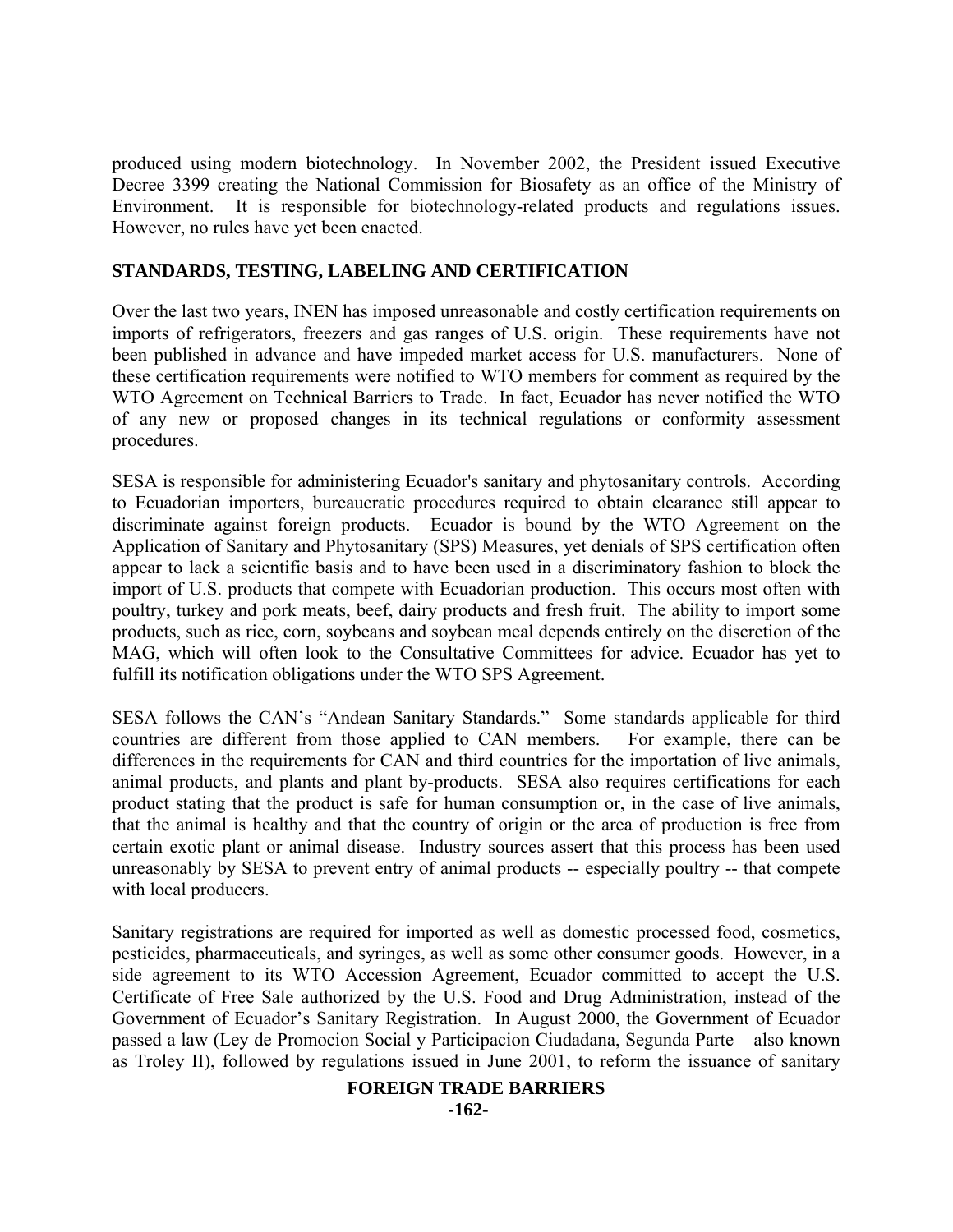produced using modern biotechnology. In November 2002, the President issued Executive Decree 3399 creating the National Commission for Biosafety as an office of the Ministry of Environment. It is responsible for biotechnology-related products and regulations issues. However, no rules have yet been enacted.

## STANDARDS, TESTING, LABELING AND CERTIFICATION

Over the last two years, INEN has imposed unreasonable and costly certification requirements on imports of refrigerators, freezers and gas ranges of U.S. origin. These requirements have not been published in advance and have impeded market access for U.S. manufacturers. None of these certification requirements were notified to WTO members for comment as required by the WTO Agreement on Technical Barriers to Trade. In fact, Ecuador has never notified the WTO of any new or proposed changes in its technical regulations or conformity assessment procedures.

SESA is responsible for administering Ecuador's sanitary and phytosanitary controls. According to Ecuadorian importers, bureaucratic procedures required to obtain clearance still appear to discriminate against foreign products. Ecuador is bound by the WTO Agreement on the Application of Sanitary and Phytosanitary (SPS) Measures, yet denials of SPS certification often appear to lack a scientific basis and to have been used in a discriminatory fashion to block the import of U.S. products that compete with Ecuadorian production. This occurs most often with poultry, turkey and pork meats, beef, dairy products and fresh fruit. The ability to import some products, such as rice, corn, soybeans and soybean meal depends entirely on the discretion of the MAG, which will often look to the Consultative Committees for advice. Ecuador has yet to fulfill its notification obligations under the WTO SPS Agreement.

SESA follows the CAN's "Andean Sanitary Standards." Some standards applicable for third countries are different from those applied to CAN members. For example, there can be differences in the requirements for CAN and third countries for the importation of live animals, animal products, and plants and plant by-products. SESA also requires certifications for each product stating that the product is safe for human consumption or, in the case of live animals, that the animal is healthy and that the country of origin or the area of production is free from certain exotic plant or animal disease. Industry sources assert that this process has been used unreasonably by SESA to prevent entry of animal products -- especially poultry -- that compete with local producers.

Sanitary registrations are required for imported as well as domestic processed food, cosmetics, pesticides, pharmaceuticals, and syringes, as well as some other consumer goods. However, in a side agreement to its WTO Accession Agreement, Ecuador committed to accept the U.S. Certificate of Free Sale authorized by the U.S. Food and Drug Administration, instead of the Government of Ecuador's Sanitary Registration. In August 2000, the Government of Ecuador passed a law (Ley de Promocion Social y Participacion Ciudadana, Segunda Parte – also known as Troley II), followed by regulations issued in June 2001, to reform the issuance of sanitary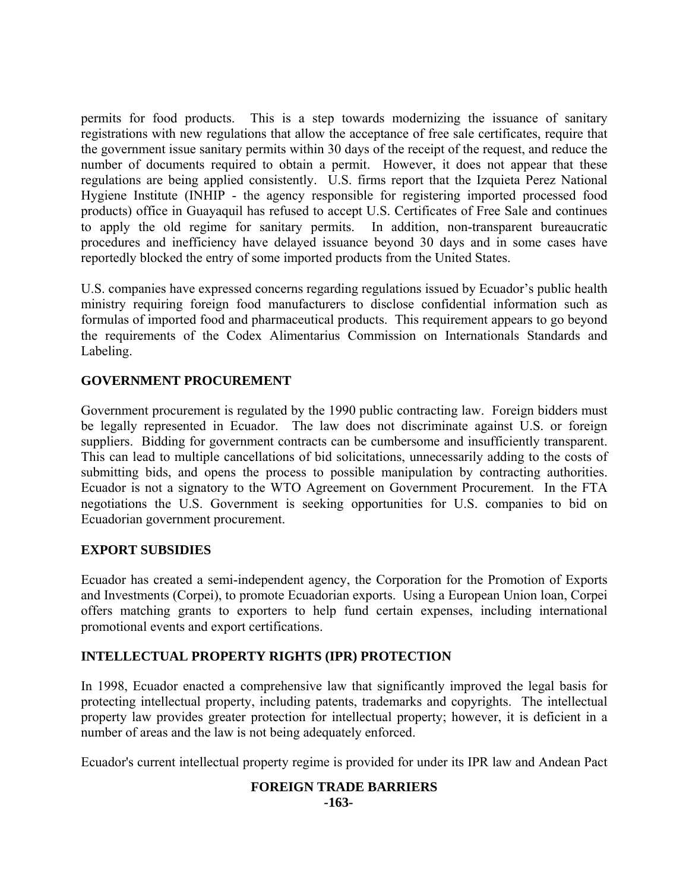permits for food products. This is a step towards modernizing the issuance of sanitary registrations with new regulations that allow the acceptance of free sale certificates, require that the government issue sanitary permits within 30 days of the receipt of the request, and reduce the number of documents required to obtain a permit. However, it does not appear that these regulations are being applied consistently. U.S. firms report that the Izquieta Perez National Hygiene Institute (INHIP - the agency responsible for registering imported processed food products) office in Guayaquil has refused to accept U.S. Certificates of Free Sale and continues to apply the old regime for sanitary permits. In addition, non-transparent bureaucratic procedures and inefficiency have delayed issuance beyond 30 days and in some cases have reportedly blocked the entry of some imported products from the United States.

U.S. companies have expressed concerns regarding regulations issued by Ecuador's public health ministry requiring foreign food manufacturers to disclose confidential information such as formulas of imported food and pharmaceutical products. This requirement appears to go beyond the requirements of the Codex Alimentarius Commission on Internationals Standards and Labeling.

## GOVERNMENT PROCUREMENT

Government procurement is regulated by the 1990 public contracting law. Foreign bidders must be legally represented in Ecuador. The law does not discriminate against U.S. or foreign suppliers. Bidding for government contracts can be cumbersome and insufficiently transparent. This can lead to multiple cancellations of bid solicitations, unnecessarily adding to the costs of submitting bids, and opens the process to possible manipulation by contracting authorities. Ecuador is not a signatory to the WTO Agreement on Government Procurement. In the FTA negotiations the U.S. Government is seeking opportunities for U.S. companies to bid on Ecuadorian government procurement.

## EXPORT SUBSIDIES

Ecuador has created a semi-independent agency, the Corporation for the Promotion of Exports and Investments (Corpei), to promote Ecuadorian exports. Using a European Union loan, Corpei offers matching grants to exporters to help fund certain expenses, including international promotional events and export certifications.

## INTELLECTUAL PROPERTY RIGHTS (IPR) PROTECTION

In 1998, Ecuador enacted a comprehensive law that significantly improved the legal basis for protecting intellectual property, including patents, trademarks and copyrights. The intellectual property law provides greater protection for intellectual property; however, it is deficient in a number of areas and the law is not being adequately enforced.

Ecuador's current intellectual property regime is provided for under its IPR law and Andean Pact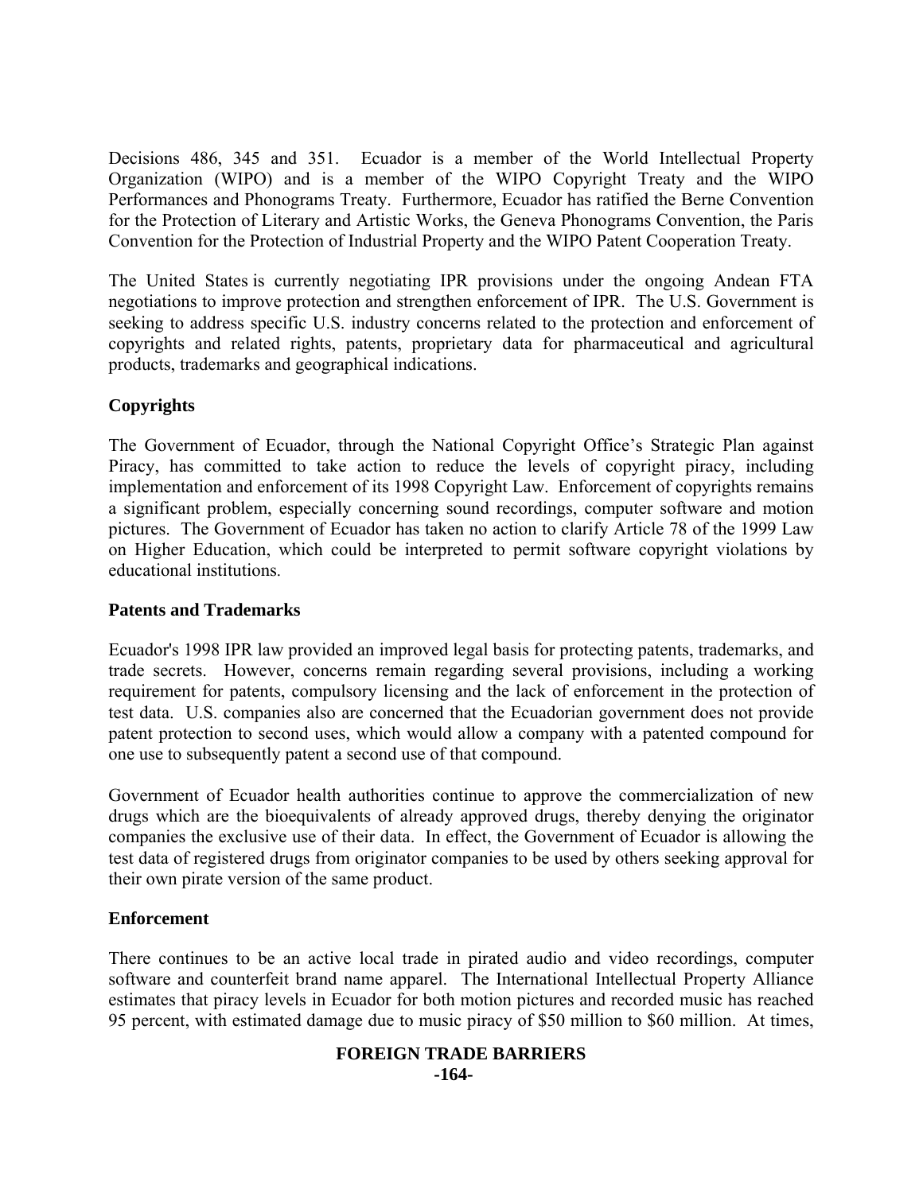Decisions 486, 345 and 351. Ecuador is a member of the World Intellectual Property Organization (WIPO) and is a member of the WIPO Copyright Treaty and the WIPO Performances and Phonograms Treaty. Furthermore, Ecuador has ratified the Berne Convention for the Protection of Literary and Artistic Works, the Geneva Phonograms Convention, the Paris Convention for the Protection of Industrial Property and the WIPO Patent Cooperation Treaty.

The United States is currently negotiating IPR provisions under the ongoing Andean FTA negotiations to improve protection and strengthen enforcement of IPR. The U.S. Government is seeking to address specific U.S. industry concerns related to the protection and enforcement of copyrights and related rights, patents, proprietary data for pharmaceutical and agricultural products, trademarks and geographical indications.

**Copyrights**

The Government of Ecuador, through the National Copyright Office's Strategic Plan against Piracy, has committed to take action to reduce the levels of copyright piracy, including implementation and enforcement of its 1998 Copyright Law. Enforcement of copyrights remains a significant problem, especially concerning sound recordings, computer software and motion pictures. The Government of Ecuador has taken no action to clarify Article 78 of the 1999 Law on Higher Education, which could be interpreted to permit software copyright violations by educational institutions.

**Patents and Trademarks**

Ecuador's 1998 IPR law provided an improved legal basis for protecting patents, trademarks, and trade secrets. However, concerns remain regarding several provisions, including a working requirement for patents, compulsory licensing and the lack of enforcement in the protection of test data. U.S. companies also are concerned that the Ecuadorian government does not provide patent protection to second uses, which would allow a company with a patented compound for one use to subsequently patent a second use of that compound.

Government of Ecuador health authorities continue to approve the commercialization of new drugs which are the bioequivalents of already approved drugs, thereby denying the originator companies the exclusive use of their data. In effect, the Government of Ecuador is allowing the test data of registered drugs from originator companies to be used by others seeking approval for their own pirate version of the same product.

**Enforcement**

There continues to be an active local trade in pirated audio and video recordings, computer software and counterfeit brand name apparel. The International Intellectual Property Alliance estimates that piracy levels in Ecuador for both motion pictures and recorded music has reached 95 percent, with estimated damage due to music piracy of $50 million to $60 million. At times,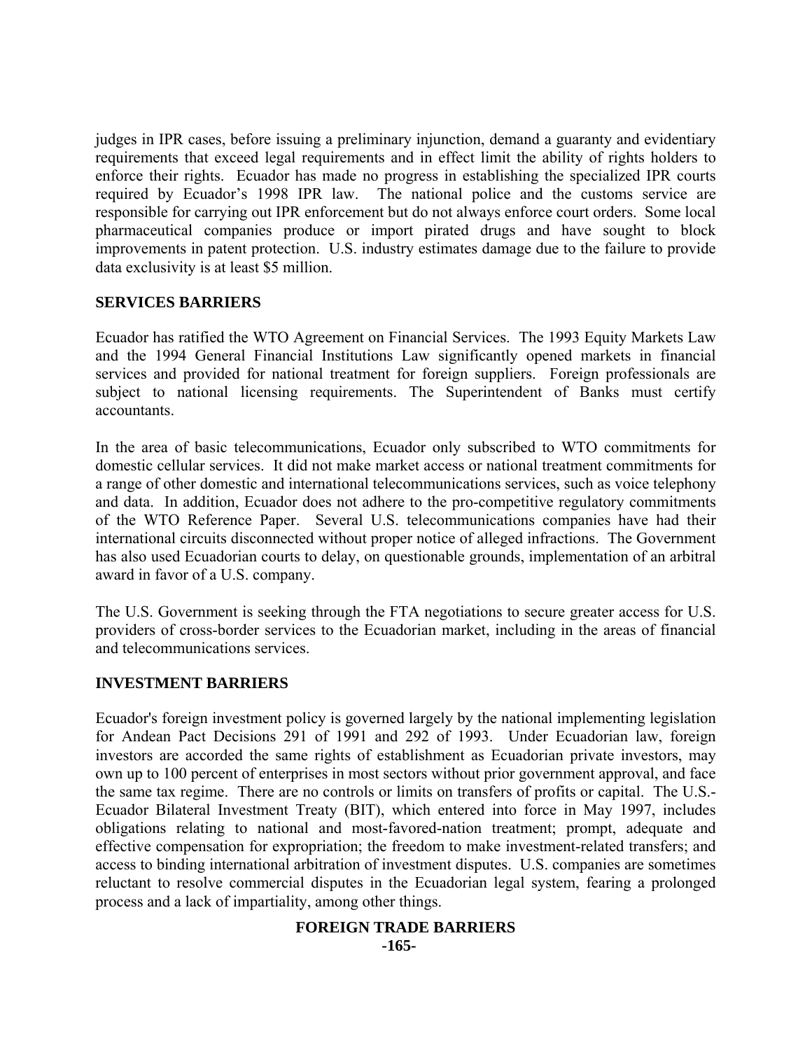judges in IPR cases, before issuing a preliminary injunction, demand a guaranty and evidentiary requirements that exceed legal requirements and in effect limit the ability of rights holders to enforce their rights. Ecuador has made no progress in establishing the specialized IPR courts required by Ecuador's 1998 IPR law. The national police and the customs service are responsible for carrying out IPR enforcement but do not always enforce court orders. Some local pharmaceutical companies produce or import pirated drugs and have sought to block improvements in patent protection. U.S. industry estimates damage due to the failure to provide data exclusivity is at least $5 million.

## SERVICES BARRIERS

Ecuador has ratified the WTO Agreement on Financial Services. The 1993 Equity Markets Law and the 1994 General Financial Institutions Law significantly opened markets in financial services and provided for national treatment for foreign suppliers. Foreign professionals are subject to national licensing requirements. The Superintendent of Banks must certify accountants.

In the area of basic telecommunications, Ecuador only subscribed to WTO commitments for domestic cellular services. It did not make market access or national treatment commitments for a range of other domestic and international telecommunications services, such as voice telephony and data. In addition, Ecuador does not adhere to the pro-competitive regulatory commitments of the WTO Reference Paper. Several U.S. telecommunications companies have had their international circuits disconnected without proper notice of alleged infractions. The Government has also used Ecuadorian courts to delay, on questionable grounds, implementation of an arbitral award in favor of a U.S. company.

The U.S. Government is seeking through the FTA negotiations to secure greater access for U.S. providers of cross-border services to the Ecuadorian market, including in the areas of financial and telecommunications services.

## INVESTMENT BARRIERS

Ecuador's foreign investment policy is governed largely by the national implementing legislation for Andean Pact Decisions 291 of 1991 and 292 of 1993. Under Ecuadorian law, foreign investors are accorded the same rights of establishment as Ecuadorian private investors, may own up to 100 percent of enterprises in most sectors without prior government approval, and face the same tax regime. There are no controls or limits on transfers of profits or capital. The U.S.-Ecuador Bilateral Investment Treaty (BIT), which entered into force in May 1997, includes obligations relating to national and most-favored-nation treatment; prompt, adequate and effective compensation for expropriation; the freedom to make investment-related transfers; and access to binding international arbitration of investment disputes. U.S. companies are sometimes reluctant to resolve commercial disputes in the Ecuadorian legal system, fearing a prolonged process and a lack of impartiality, among other things.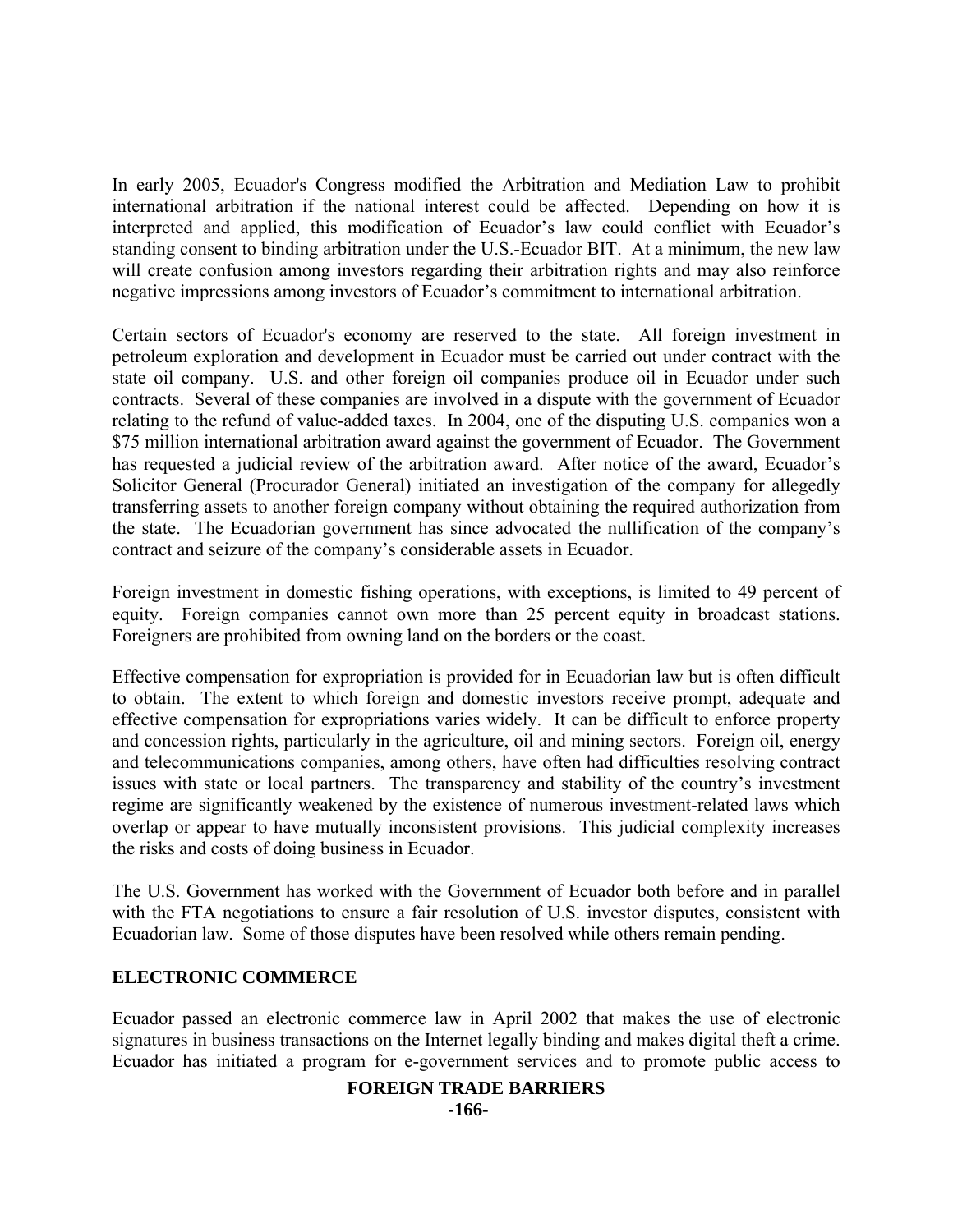In early 2005, Ecuador's Congress modified the Arbitration and Mediation Law to prohibit international arbitration if the national interest could be affected. Depending on how it is interpreted and applied, this modification of Ecuador's law could conflict with Ecuador's standing consent to binding arbitration under the U.S.-Ecuador BIT. At a minimum, the new law will create confusion among investors regarding their arbitration rights and may also reinforce negative impressions among investors of Ecuador's commitment to international arbitration.

Certain sectors of Ecuador's economy are reserved to the state. All foreign investment in petroleum exploration and development in Ecuador must be carried out under contract with the state oil company. U.S. and other foreign oil companies produce oil in Ecuador under such contracts. Several of these companies are involved in a dispute with the government of Ecuador relating to the refund of value-added taxes. In 2004, one of the disputing U.S. companies won a $75 million international arbitration award against the government of Ecuador. The Government has requested a judicial review of the arbitration award. After notice of the award, Ecuador's Solicitor General (Procurador General) initiated an investigation of the company for allegedly transferring assets to another foreign company without obtaining the required authorization from the state. The Ecuadorian government has since advocated the nullification of the company's contract and seizure of the company's considerable assets in Ecuador.

Foreign investment in domestic fishing operations, with exceptions, is limited to 49 percent of equity. Foreign companies cannot own more than 25 percent equity in broadcast stations. Foreigners are prohibited from owning land on the borders or the coast.

Effective compensation for expropriation is provided for in Ecuadorian law but is often difficult to obtain. The extent to which foreign and domestic investors receive prompt, adequate and effective compensation for expropriations varies widely. It can be difficult to enforce property and concession rights, particularly in the agriculture, oil and mining sectors. Foreign oil, energy and telecommunications companies, among others, have often had difficulties resolving contract issues with state or local partners. The transparency and stability of the country's investment regime are significantly weakened by the existence of numerous investment-related laws which overlap or appear to have mutually inconsistent provisions. This judicial complexity increases the risks and costs of doing business in Ecuador.

The U.S. Government has worked with the Government of Ecuador both before and in parallel with the FTA negotiations to ensure a fair resolution of U.S. investor disputes, consistent with Ecuadorian law. Some of those disputes have been resolved while others remain pending.

## ELECTRONIC COMMERCE

Ecuador passed an electronic commerce law in April 2002 that makes the use of electronic signatures in business transactions on the Internet legally binding and makes digital theft a crime. Ecuador has initiated a program for e-government services and to promote public access to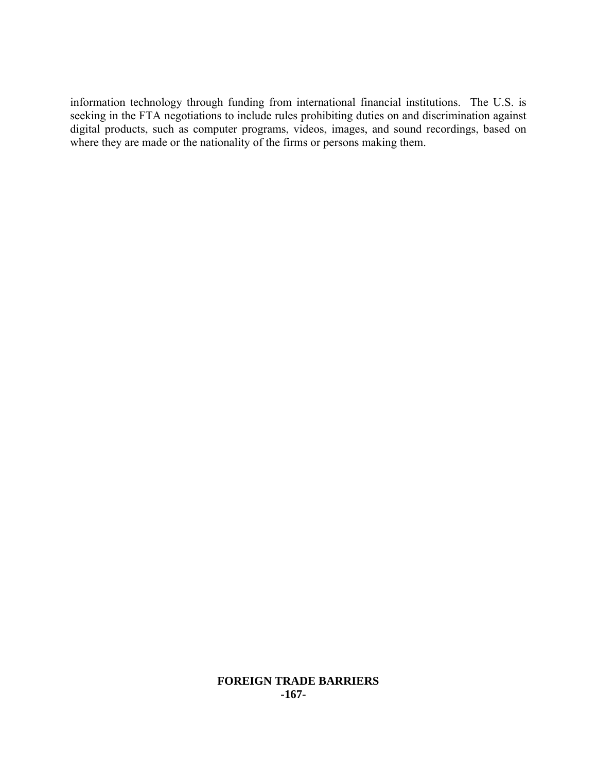information technology through funding from international financial institutions. The U.S. is seeking in the FTA negotiations to include rules prohibiting duties on and discrimination against digital products, such as computer programs, videos, images, and sound recordings, based on where they are made or the nationality of the firms or persons making them.